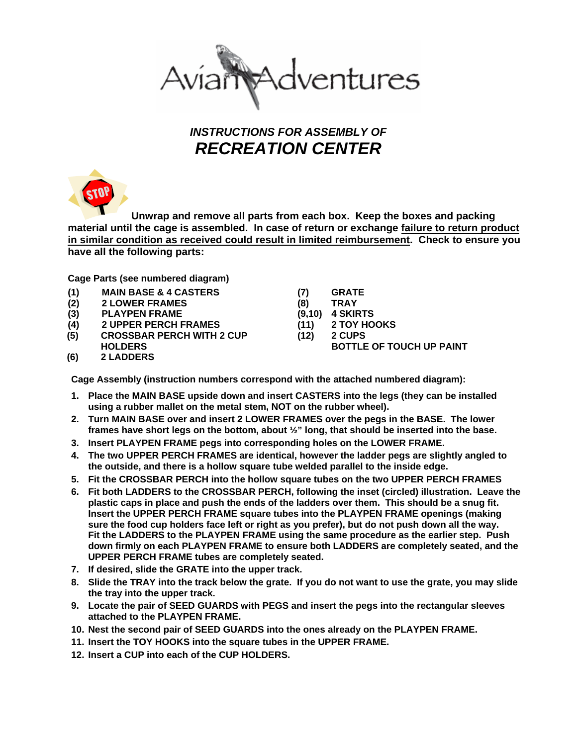# Avian Adventures

## *INSTRUCTIONS FOR ASSEMBLY OF*

## *RECREATION CENTER*

**Unwrap and remove all parts from each box. Keep the boxes and packing material until the cage is assembled. In case of return or exchange <u>failure to return product in similar condition as received could result in limited reimbursement</u>. Check to ensure you have all the following parts:**

**Cage Parts (see numbered diagram)**

- **(1) MAIN BASE & 4 CASTERS**
- **(2) 2 LOWER FRAMES**
- **(3) PLAYPEN FRAME**
- **(4) 2 UPPER PERCH FRAMES**
- **(5) CROSSBAR PERCH WITH 2 CUP HOLDERS**
- **(6) 2 LADDERS**
- **(7) GRATE**
- **(8) TRAY**
- **(9,10) 4 SKIRTS**
- **(11) 2 TOY HOOKS**
- **(12) 2 CUPS**
- **BOTTLE OF TOUCH UP PAINT**

**Cage Assembly (instruction numbers correspond with the attached numbered diagram):**

1. **Place the MAIN BASE upside down and insert CASTERS into the legs (they can be installed using a rubber mallet on the metal stem, NOT on the rubber wheel).**
2. **Turn MAIN BASE over and insert 2 LOWER FRAMES over the pegs in the BASE. The lower frames have short legs on the bottom, about ½" long, that should be inserted into the base.**
3. **Insert PLAYPEN FRAME pegs into corresponding holes on the LOWER FRAME.**
4. **The two UPPER PERCH FRAMES are identical, however the ladder pegs are slightly angled to the outside, and there is a hollow square tube welded parallel to the inside edge.**
5. **Fit the CROSSBAR PERCH into the hollow square tubes on the two UPPER PERCH FRAMES**
6. **Fit both LADDERS to the CROSSBAR PERCH, following the inset (circled) illustration. Leave the plastic caps in place and push the ends of the ladders over them. This should be a snug fit. Insert the UPPER PERCH FRAME square tubes into the PLAYPEN FRAME openings (making sure the food cup holders face left or right as you prefer), but do not push down all the way. Fit the LADDERS to the PLAYPEN FRAME using the same procedure as the earlier step. Push down firmly on each PLAYPEN FRAME to ensure both LADDERS are completely seated, and the UPPER PERCH FRAME tubes are completely seated.**
7. **If desired, slide the GRATE into the upper track.**
8. **Slide the TRAY into the track below the grate. If you do not want to use the grate, you may slide the tray into the upper track.**
9. **Locate the pair of SEED GUARDS with PEGS and insert the pegs into the rectangular sleeves attached to the PLAYPEN FRAME.**
10. **Nest the second pair of SEED GUARDS into the ones already on the PLAYPEN FRAME.**
11. **Insert the TOY HOOKS into the square tubes in the UPPER FRAME.**
12. **Insert a CUP into each of the CUP HOLDERS.**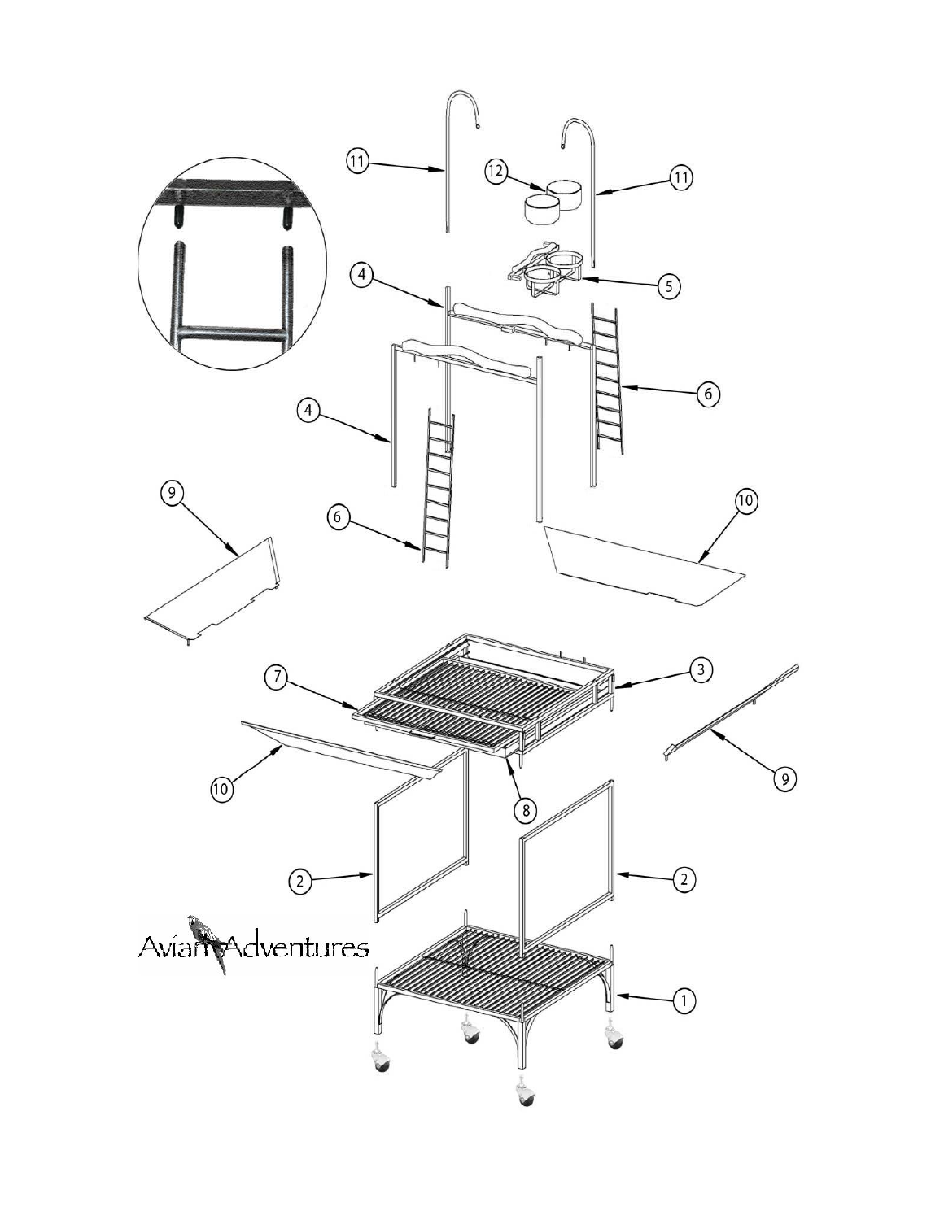Avian Adventures